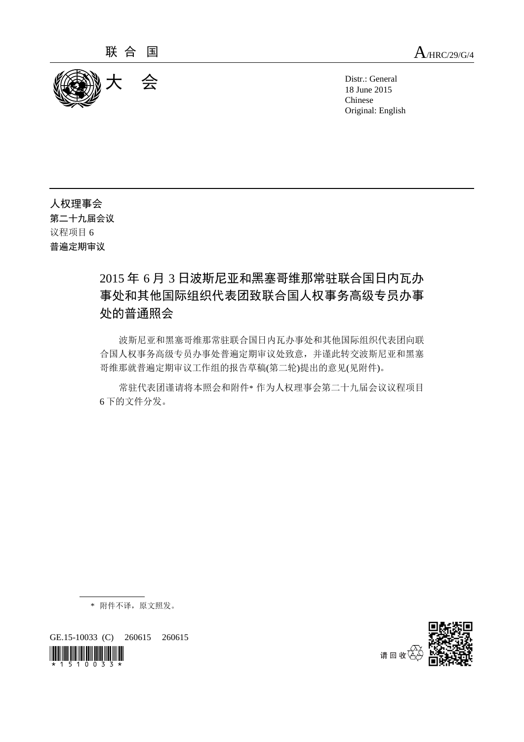联合国 A/HRC/29/G/4

# 大会

Distr.: General
18 June 2015
Chinese
Original: English

**人权理事会**
**第二十九届会议**
议程项目 6
**普遍定期审议**

## 2015 年 6 月 3 日波斯尼亚和黑塞哥维那常驻联合国日内瓦办事处和其他国际组织代表团致联合国人权事务高级专员办事处的普通照会

波斯尼亚和黑塞哥维那常驻联合国日内瓦办事处和其他国际组织代表团向联合国人权事务高级专员办事处普遍定期审议处致意，并谨此转交波斯尼亚和黑塞哥维那就普遍定期审议工作组的报告草稿(第二轮)提出的意见(见附件)。

常驻代表团谨请将本照会和附件* 作为人权理事会第二十九届会议议程项目 6 下的文件分发。

---

\* 附件不译，原文照发。

GE.15-10033 (C) 260615 260615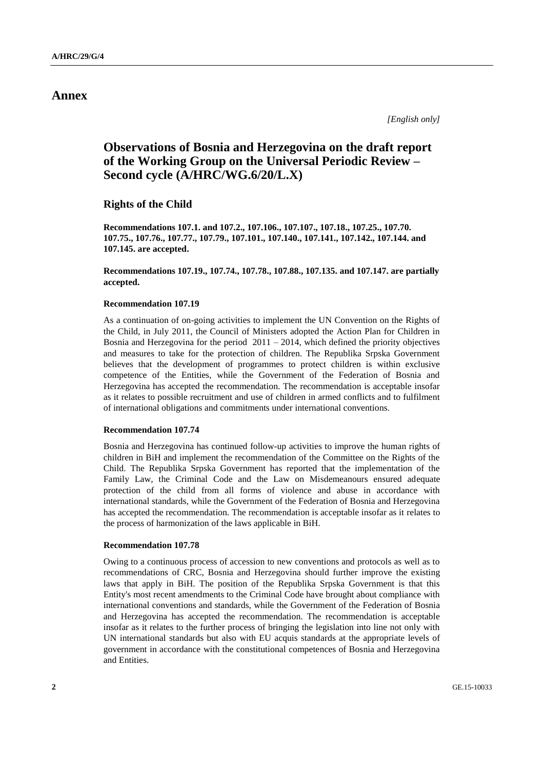# Annex

*[English only]*

## Observations of Bosnia and Herzegovina on the draft report of the Working Group on the Universal Periodic Review – Second cycle (A/HRC/WG.6/20/L.X)

### Rights of the Child

**Recommendations 107.1. and 107.2., 107.106., 107.107., 107.18., 107.25., 107.70. 107.75., 107.76., 107.77., 107.79., 107.101., 107.140., 107.141., 107.142., 107.144. and 107.145. are accepted.**

**Recommendations 107.19., 107.74., 107.78., 107.88., 107.135. and 107.147. are partially accepted.**

#### Recommendation 107.19

As a continuation of on-going activities to implement the UN Convention on the Rights of the Child, in July 2011, the Council of Ministers adopted the Action Plan for Children in Bosnia and Herzegovina for the period 2011 – 2014, which defined the priority objectives and measures to take for the protection of children. The Republika Srpska Government believes that the development of programmes to protect children is within exclusive competence of the Entities, while the Government of the Federation of Bosnia and Herzegovina has accepted the recommendation. The recommendation is acceptable insofar as it relates to possible recruitment and use of children in armed conflicts and to fulfilment of international obligations and commitments under international conventions.

#### Recommendation 107.74

Bosnia and Herzegovina has continued follow-up activities to improve the human rights of children in BiH and implement the recommendation of the Committee on the Rights of the Child. The Republika Srpska Government has reported that the implementation of the Family Law, the Criminal Code and the Law on Misdemeanours ensured adequate protection of the child from all forms of violence and abuse in accordance with international standards, while the Government of the Federation of Bosnia and Herzegovina has accepted the recommendation. The recommendation is acceptable insofar as it relates to the process of harmonization of the laws applicable in BiH.

#### Recommendation 107.78

Owing to a continuous process of accession to new conventions and protocols as well as to recommendations of CRC, Bosnia and Herzegovina should further improve the existing laws that apply in BiH. The position of the Republika Srpska Government is that this Entity's most recent amendments to the Criminal Code have brought about compliance with international conventions and standards, while the Government of the Federation of Bosnia and Herzegovina has accepted the recommendation. The recommendation is acceptable insofar as it relates to the further process of bringing the legislation into line not only with UN international standards but also with EU acquis standards at the appropriate levels of government in accordance with the constitutional competences of Bosnia and Herzegovina and Entities.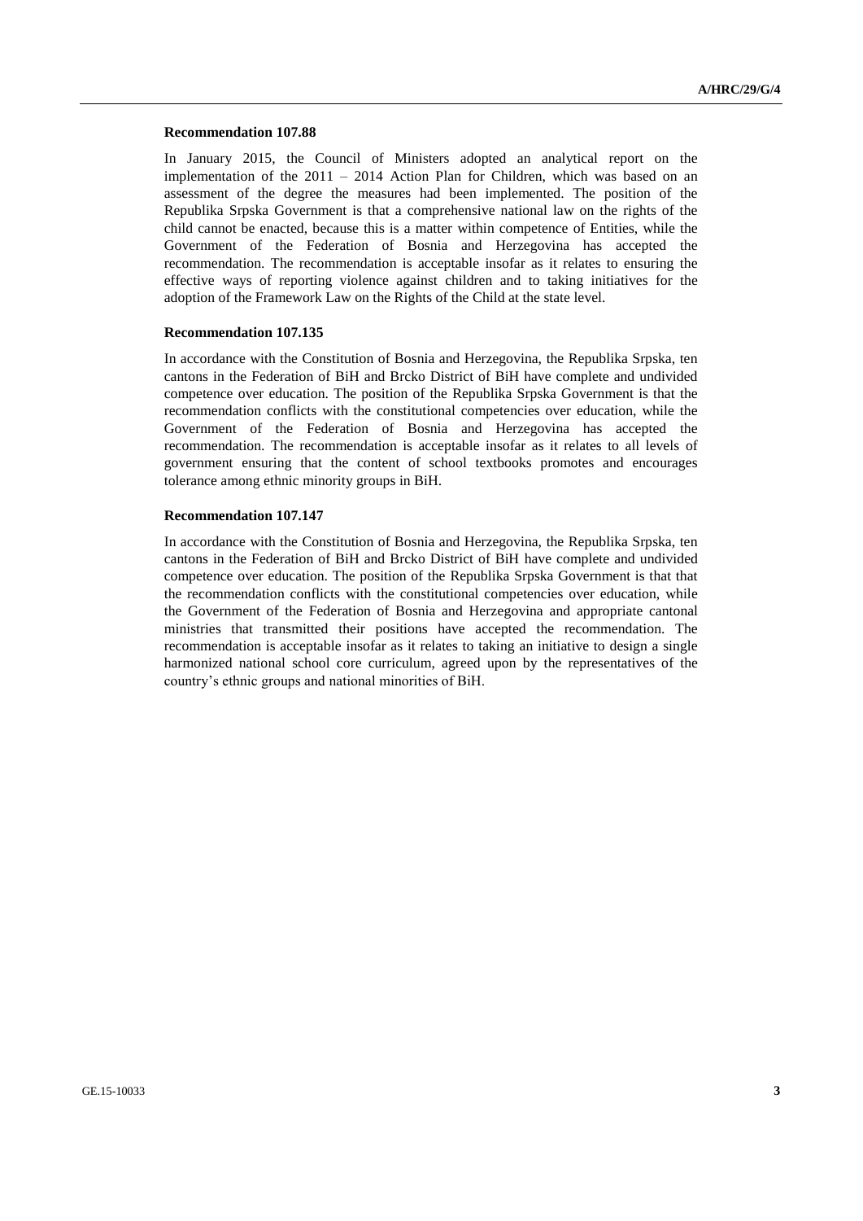**Recommendation 107.88**

In January 2015, the Council of Ministers adopted an analytical report on the implementation of the 2011 – 2014 Action Plan for Children, which was based on an assessment of the degree the measures had been implemented. The position of the Republika Srpska Government is that a comprehensive national law on the rights of the child cannot be enacted, because this is a matter within competence of Entities, while the Government of the Federation of Bosnia and Herzegovina has accepted the recommendation. The recommendation is acceptable insofar as it relates to ensuring the effective ways of reporting violence against children and to taking initiatives for the adoption of the Framework Law on the Rights of the Child at the state level.

**Recommendation 107.135**

In accordance with the Constitution of Bosnia and Herzegovina, the Republika Srpska, ten cantons in the Federation of BiH and Brcko District of BiH have complete and undivided competence over education. The position of the Republika Srpska Government is that the recommendation conflicts with the constitutional competencies over education, while the Government of the Federation of Bosnia and Herzegovina has accepted the recommendation. The recommendation is acceptable insofar as it relates to all levels of government ensuring that the content of school textbooks promotes and encourages tolerance among ethnic minority groups in BiH.

**Recommendation 107.147**

In accordance with the Constitution of Bosnia and Herzegovina, the Republika Srpska, ten cantons in the Federation of BiH and Brcko District of BiH have complete and undivided competence over education. The position of the Republika Srpska Government is that that the recommendation conflicts with the constitutional competencies over education, while the Government of the Federation of Bosnia and Herzegovina and appropriate cantonal ministries that transmitted their positions have accepted the recommendation. The recommendation is acceptable insofar as it relates to taking an initiative to design a single harmonized national school core curriculum, agreed upon by the representatives of the country's ethnic groups and national minorities of BiH.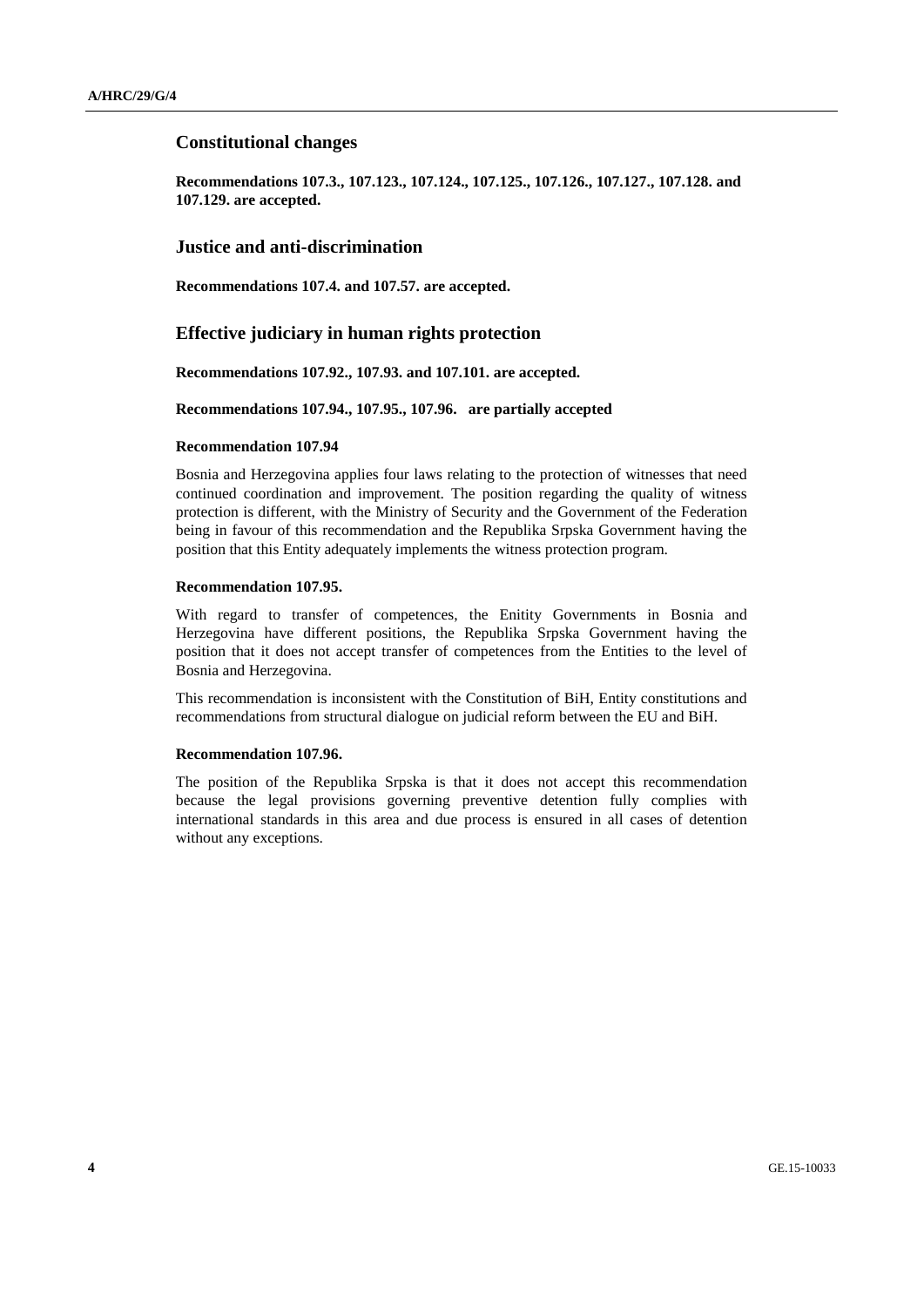## Constitutional changes

**Recommendations 107.3., 107.123., 107.124., 107.125., 107.126., 107.127., 107.128. and 107.129. are accepted.**

## Justice and anti-discrimination

**Recommendations 107.4. and 107.57. are accepted.**

## Effective judiciary in human rights protection

**Recommendations 107.92., 107.93. and 107.101. are accepted.**

**Recommendations 107.94., 107.95., 107.96. are partially accepted**

#### Recommendation 107.94

Bosnia and Herzegovina applies four laws relating to the protection of witnesses that need continued coordination and improvement. The position regarding the quality of witness protection is different, with the Ministry of Security and the Government of the Federation being in favour of this recommendation and the Republika Srpska Government having the position that this Entity adequately implements the witness protection program.

#### Recommendation 107.95.

With regard to transfer of competences, the Enitity Governments in Bosnia and Herzegovina have different positions, the Republika Srpska Government having the position that it does not accept transfer of competences from the Entities to the level of Bosnia and Herzegovina.

This recommendation is inconsistent with the Constitution of BiH, Entity constitutions and recommendations from structural dialogue on judicial reform between the EU and BiH.

#### Recommendation 107.96.

The position of the Republika Srpska is that it does not accept this recommendation because the legal provisions governing preventive detention fully complies with international standards in this area and due process is ensured in all cases of detention without any exceptions.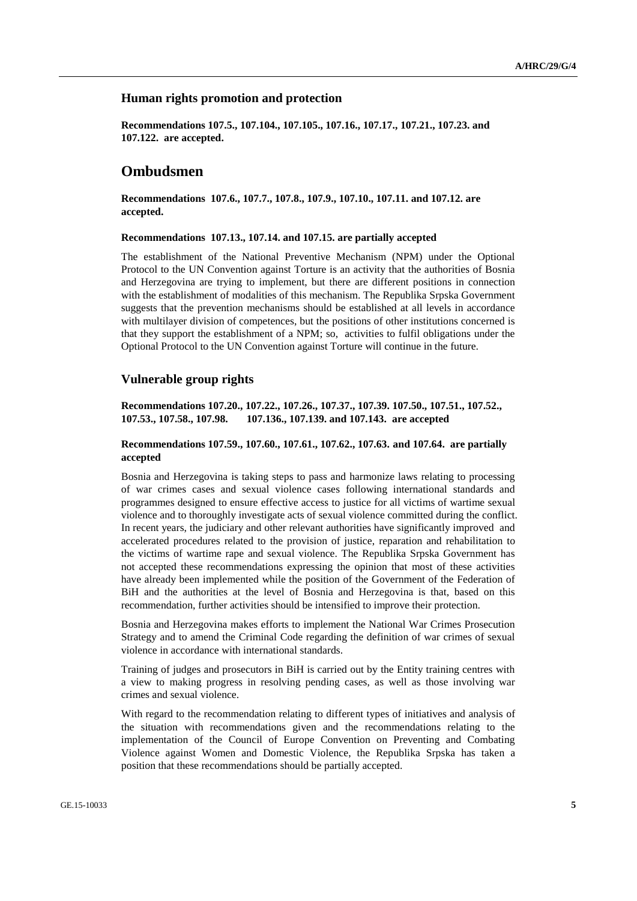### Human rights promotion and protection

**Recommendations 107.5., 107.104., 107.105., 107.16., 107.17., 107.21., 107.23. and 107.122. are accepted.**

## Ombudsmen

**Recommendations 107.6., 107.7., 107.8., 107.9., 107.10., 107.11. and 107.12. are accepted.**

**Recommendations 107.13., 107.14. and 107.15. are partially accepted**

The establishment of the National Preventive Mechanism (NPM) under the Optional Protocol to the UN Convention against Torture is an activity that the authorities of Bosnia and Herzegovina are trying to implement, but there are different positions in connection with the establishment of modalities of this mechanism. The Republika Srpska Government suggests that the prevention mechanisms should be established at all levels in accordance with multilayer division of competences, but the positions of other institutions concerned is that they support the establishment of a NPM; so, activities to fulfil obligations under the Optional Protocol to the UN Convention against Torture will continue in the future.

### Vulnerable group rights

**Recommendations 107.20., 107.22., 107.26., 107.37., 107.39. 107.50., 107.51., 107.52., 107.53., 107.58., 107.98. 107.136., 107.139. and 107.143. are accepted**

**Recommendations 107.59., 107.60., 107.61., 107.62., 107.63. and 107.64. are partially accepted**

Bosnia and Herzegovina is taking steps to pass and harmonize laws relating to processing of war crimes cases and sexual violence cases following international standards and programmes designed to ensure effective access to justice for all victims of wartime sexual violence and to thoroughly investigate acts of sexual violence committed during the conflict. In recent years, the judiciary and other relevant authorities have significantly improved and accelerated procedures related to the provision of justice, reparation and rehabilitation to the victims of wartime rape and sexual violence. The Republika Srpska Government has not accepted these recommendations expressing the opinion that most of these activities have already been implemented while the position of the Government of the Federation of BiH and the authorities at the level of Bosnia and Herzegovina is that, based on this recommendation, further activities should be intensified to improve their protection.

Bosnia and Herzegovina makes efforts to implement the National War Crimes Prosecution Strategy and to amend the Criminal Code regarding the definition of war crimes of sexual violence in accordance with international standards.

Training of judges and prosecutors in BiH is carried out by the Entity training centres with a view to making progress in resolving pending cases, as well as those involving war crimes and sexual violence.

With regard to the recommendation relating to different types of initiatives and analysis of the situation with recommendations given and the recommendations relating to the implementation of the Council of Europe Convention on Preventing and Combating Violence against Women and Domestic Violence, the Republika Srpska has taken a position that these recommendations should be partially accepted.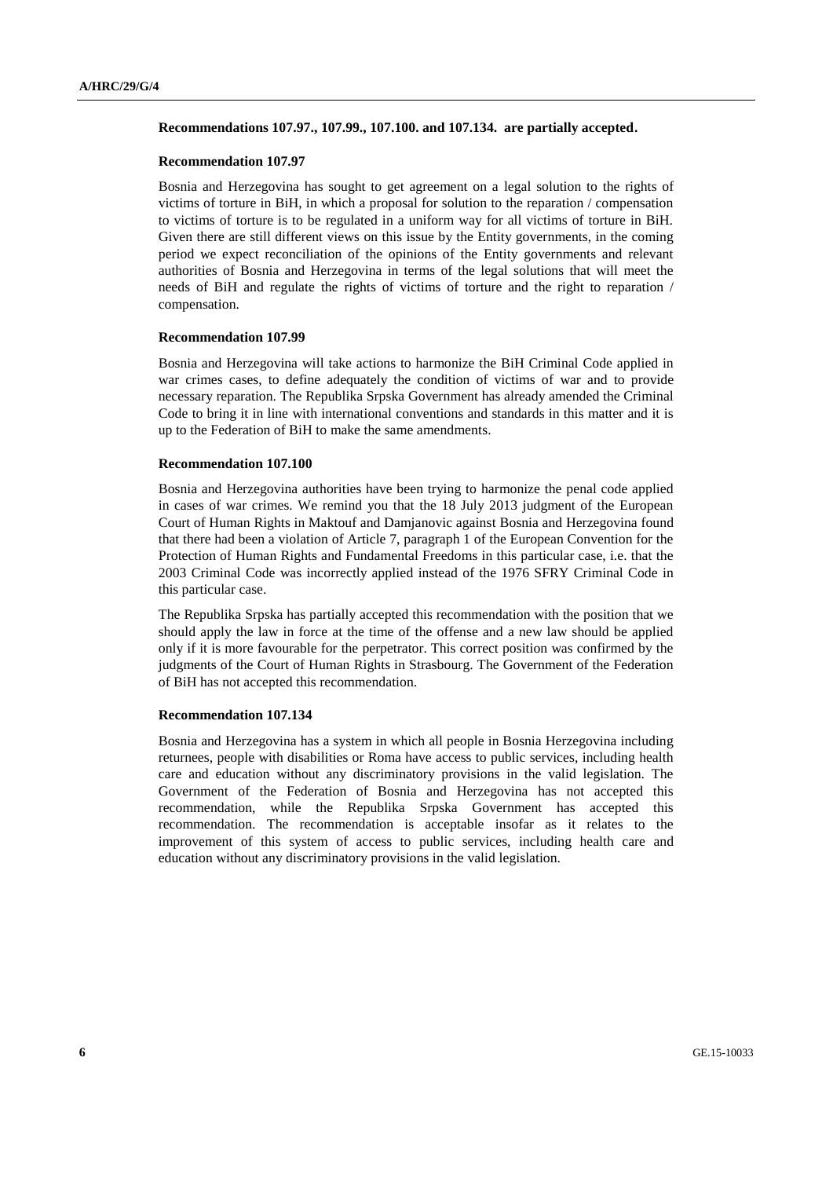**Recommendations 107.97., 107.99., 107.100. and 107.134. are partially accepted.**

**Recommendation 107.97**

Bosnia and Herzegovina has sought to get agreement on a legal solution to the rights of victims of torture in BiH, in which a proposal for solution to the reparation / compensation to victims of torture is to be regulated in a uniform way for all victims of torture in BiH. Given there are still different views on this issue by the Entity governments, in the coming period we expect reconciliation of the opinions of the Entity governments and relevant authorities of Bosnia and Herzegovina in terms of the legal solutions that will meet the needs of BiH and regulate the rights of victims of torture and the right to reparation / compensation.

**Recommendation 107.99**

Bosnia and Herzegovina will take actions to harmonize the BiH Criminal Code applied in war crimes cases, to define adequately the condition of victims of war and to provide necessary reparation. The Republika Srpska Government has already amended the Criminal Code to bring it in line with international conventions and standards in this matter and it is up to the Federation of BiH to make the same amendments.

**Recommendation 107.100**

Bosnia and Herzegovina authorities have been trying to harmonize the penal code applied in cases of war crimes. We remind you that the 18 July 2013 judgment of the European Court of Human Rights in Maktouf and Damjanovic against Bosnia and Herzegovina found that there had been a violation of Article 7, paragraph 1 of the European Convention for the Protection of Human Rights and Fundamental Freedoms in this particular case, i.e. that the 2003 Criminal Code was incorrectly applied instead of the 1976 SFRY Criminal Code in this particular case.

The Republika Srpska has partially accepted this recommendation with the position that we should apply the law in force at the time of the offense and a new law should be applied only if it is more favourable for the perpetrator. This correct position was confirmed by the judgments of the Court of Human Rights in Strasbourg. The Government of the Federation of BiH has not accepted this recommendation.

**Recommendation 107.134**

Bosnia and Herzegovina has a system in which all people in Bosnia Herzegovina including returnees, people with disabilities or Roma have access to public services, including health care and education without any discriminatory provisions in the valid legislation. The Government of the Federation of Bosnia and Herzegovina has not accepted this recommendation, while the Republika Srpska Government has accepted this recommendation. The recommendation is acceptable insofar as it relates to the improvement of this system of access to public services, including health care and education without any discriminatory provisions in the valid legislation.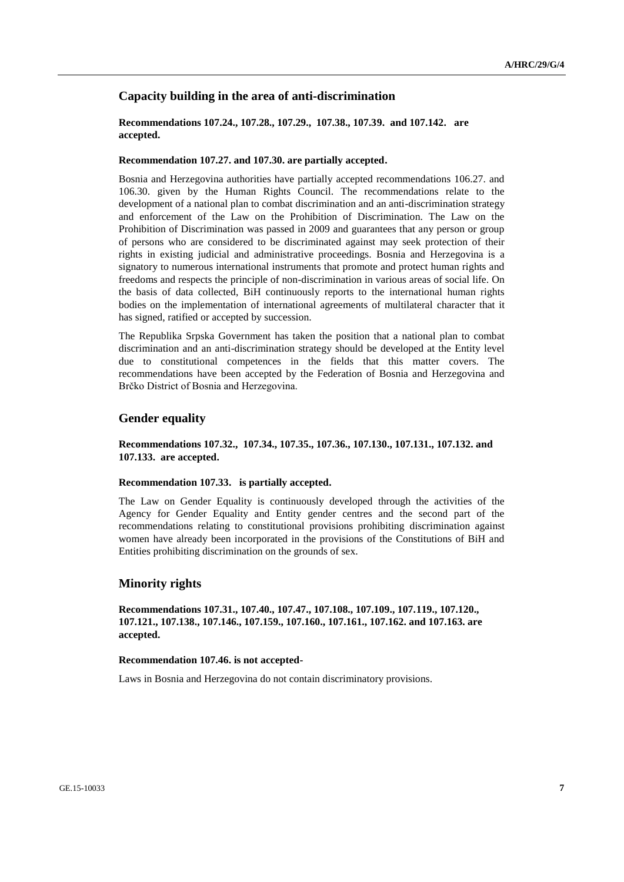## Capacity building in the area of anti-discrimination

**Recommendations 107.24., 107.28., 107.29., 107.38., 107.39. and 107.142. are accepted.**

**Recommendation 107.27. and 107.30. are partially accepted.**

Bosnia and Herzegovina authorities have partially accepted recommendations 106.27. and 106.30. given by the Human Rights Council. The recommendations relate to the development of a national plan to combat discrimination and an anti-discrimination strategy and enforcement of the Law on the Prohibition of Discrimination. The Law on the Prohibition of Discrimination was passed in 2009 and guarantees that any person or group of persons who are considered to be discriminated against may seek protection of their rights in existing judicial and administrative proceedings. Bosnia and Herzegovina is a signatory to numerous international instruments that promote and protect human rights and freedoms and respects the principle of non-discrimination in various areas of social life. On the basis of data collected, BiH continuously reports to the international human rights bodies on the implementation of international agreements of multilateral character that it has signed, ratified or accepted by succession.

The Republika Srpska Government has taken the position that a national plan to combat discrimination and an anti-discrimination strategy should be developed at the Entity level due to constitutional competences in the fields that this matter covers. The recommendations have been accepted by the Federation of Bosnia and Herzegovina and Brčko District of Bosnia and Herzegovina.

## Gender equality

**Recommendations 107.32., 107.34., 107.35., 107.36., 107.130., 107.131., 107.132. and 107.133. are accepted.**

**Recommendation 107.33. is partially accepted.**

The Law on Gender Equality is continuously developed through the activities of the Agency for Gender Equality and Entity gender centres and the second part of the recommendations relating to constitutional provisions prohibiting discrimination against women have already been incorporated in the provisions of the Constitutions of BiH and Entities prohibiting discrimination on the grounds of sex.

## Minority rights

**Recommendations 107.31., 107.40., 107.47., 107.108., 107.109., 107.119., 107.120., 107.121., 107.138., 107.146., 107.159., 107.160., 107.161., 107.162. and 107.163. are accepted.**

**Recommendation 107.46. is not accepted-**

Laws in Bosnia and Herzegovina do not contain discriminatory provisions.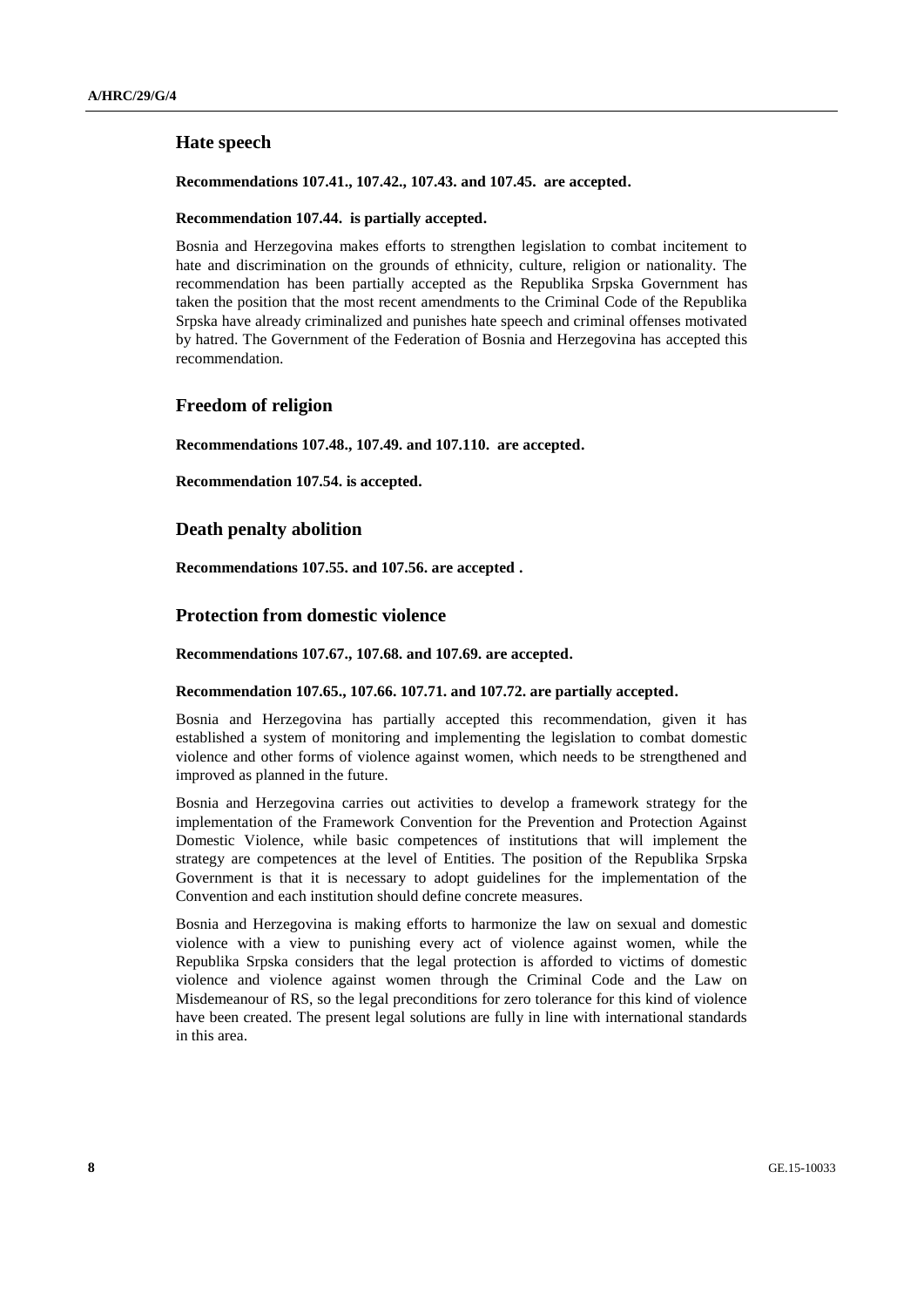## Hate speech

**Recommendations 107.41., 107.42., 107.43. and 107.45. are accepted.**

**Recommendation 107.44. is partially accepted.**

Bosnia and Herzegovina makes efforts to strengthen legislation to combat incitement to hate and discrimination on the grounds of ethnicity, culture, religion or nationality. The recommendation has been partially accepted as the Republika Srpska Government has taken the position that the most recent amendments to the Criminal Code of the Republika Srpska have already criminalized and punishes hate speech and criminal offenses motivated by hatred. The Government of the Federation of Bosnia and Herzegovina has accepted this recommendation.

## Freedom of religion

**Recommendations 107.48., 107.49. and 107.110. are accepted.**

**Recommendation 107.54. is accepted.**

## Death penalty abolition

**Recommendations 107.55. and 107.56. are accepted .**

## Protection from domestic violence

**Recommendations 107.67., 107.68. and 107.69. are accepted.**

**Recommendation 107.65., 107.66. 107.71. and 107.72. are partially accepted.**

Bosnia and Herzegovina has partially accepted this recommendation, given it has established a system of monitoring and implementing the legislation to combat domestic violence and other forms of violence against women, which needs to be strengthened and improved as planned in the future.

Bosnia and Herzegovina carries out activities to develop a framework strategy for the implementation of the Framework Convention for the Prevention and Protection Against Domestic Violence, while basic competences of institutions that will implement the strategy are competences at the level of Entities. The position of the Republika Srpska Government is that it is necessary to adopt guidelines for the implementation of the Convention and each institution should define concrete measures.

Bosnia and Herzegovina is making efforts to harmonize the law on sexual and domestic violence with a view to punishing every act of violence against women, while the Republika Srpska considers that the legal protection is afforded to victims of domestic violence and violence against women through the Criminal Code and the Law on Misdemeanour of RS, so the legal preconditions for zero tolerance for this kind of violence have been created. The present legal solutions are fully in line with international standards in this area.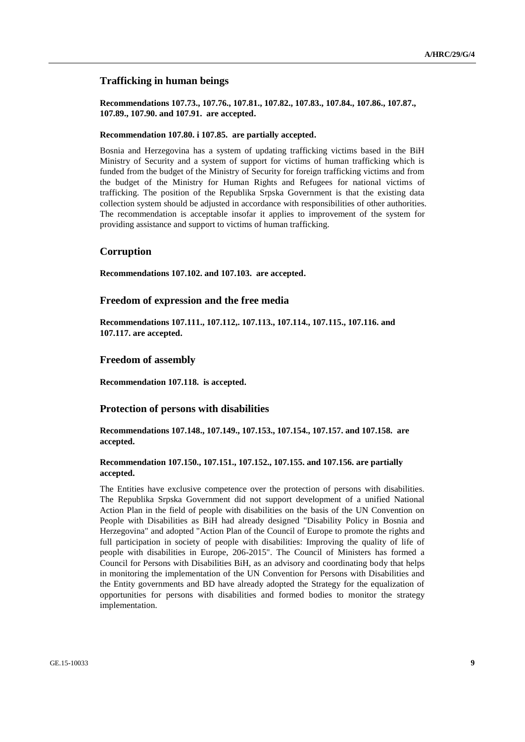## Trafficking in human beings

**Recommendations 107.73., 107.76., 107.81., 107.82., 107.83., 107.84., 107.86., 107.87., 107.89., 107.90. and 107.91. are accepted.**

**Recommendation 107.80. i 107.85. are partially accepted.**

Bosnia and Herzegovina has a system of updating trafficking victims based in the BiH Ministry of Security and a system of support for victims of human trafficking which is funded from the budget of the Ministry of Security for foreign trafficking victims and from the budget of the Ministry for Human Rights and Refugees for national victims of trafficking. The position of the Republika Srpska Government is that the existing data collection system should be adjusted in accordance with responsibilities of other authorities. The recommendation is acceptable insofar it applies to improvement of the system for providing assistance and support to victims of human trafficking.

## Corruption

**Recommendations 107.102. and 107.103. are accepted.**

## Freedom of expression and the free media

**Recommendations 107.111., 107.112,. 107.113., 107.114., 107.115., 107.116. and 107.117. are accepted.**

## Freedom of assembly

**Recommendation 107.118. is accepted.**

## Protection of persons with disabilities

**Recommendations 107.148., 107.149., 107.153., 107.154., 107.157. and 107.158. are accepted.**

**Recommendation 107.150., 107.151., 107.152., 107.155. and 107.156. are partially accepted.**

The Entities have exclusive competence over the protection of persons with disabilities. The Republika Srpska Government did not support development of a unified National Action Plan in the field of people with disabilities on the basis of the UN Convention on People with Disabilities as BiH had already designed "Disability Policy in Bosnia and Herzegovina" and adopted "Action Plan of the Council of Europe to promote the rights and full participation in society of people with disabilities: Improving the quality of life of people with disabilities in Europe, 206-2015". The Council of Ministers has formed a Council for Persons with Disabilities BiH, as an advisory and coordinating body that helps in monitoring the implementation of the UN Convention for Persons with Disabilities and the Entity governments and BD have already adopted the Strategy for the equalization of opportunities for persons with disabilities and formed bodies to monitor the strategy implementation.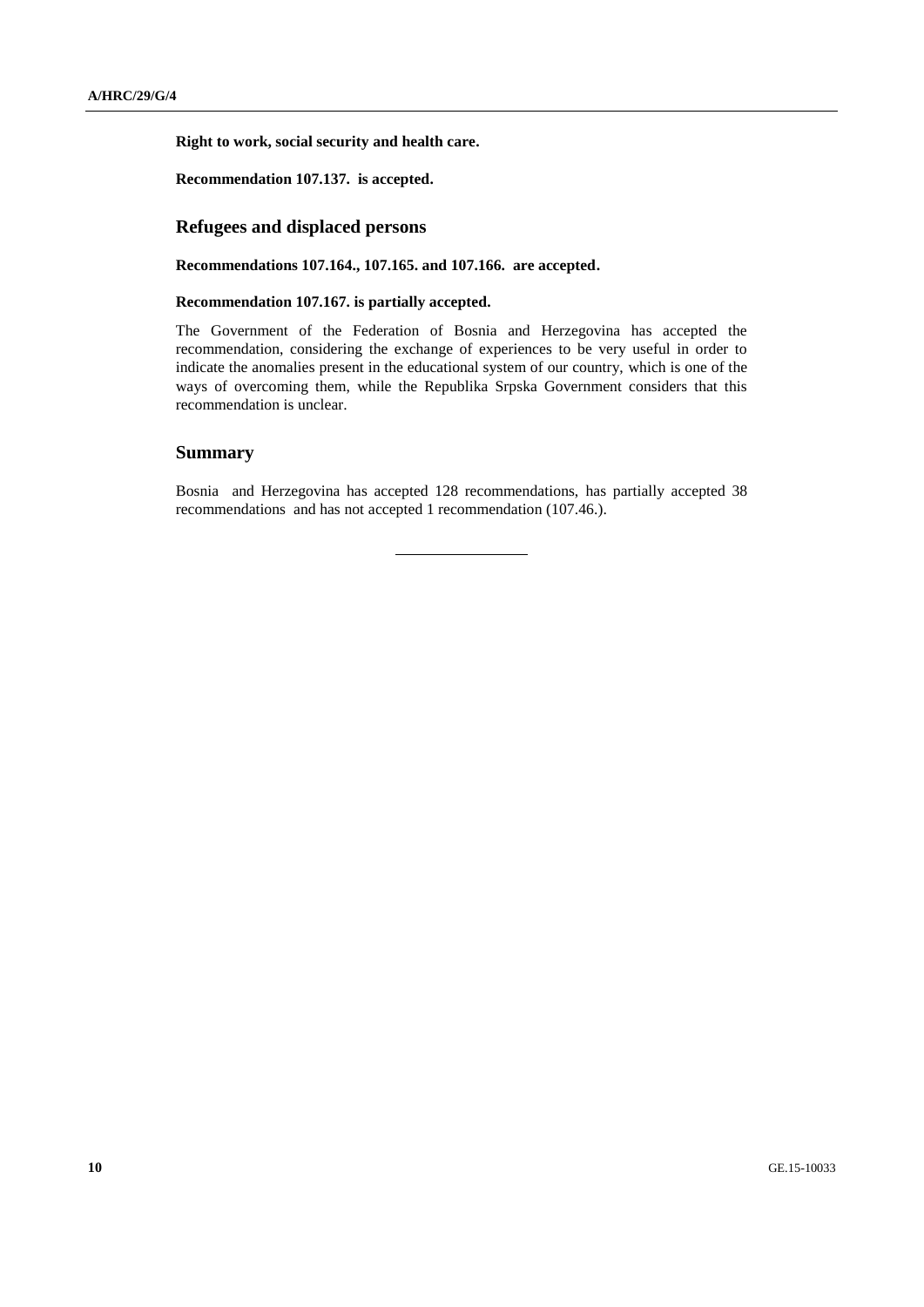**Right to work, social security and health care.**

**Recommendation 107.137. is accepted.**

## Refugees and displaced persons

**Recommendations 107.164., 107.165. and 107.166. are accepted.**

**Recommendation 107.167. is partially accepted.**

The Government of the Federation of Bosnia and Herzegovina has accepted the recommendation, considering the exchange of experiences to be very useful in order to indicate the anomalies present in the educational system of our country, which is one of the ways of overcoming them, while the Republika Srpska Government considers that this recommendation is unclear.

## Summary

Bosnia and Herzegovina has accepted 128 recommendations, has partially accepted 38 recommendations and has not accepted 1 recommendation (107.46.).